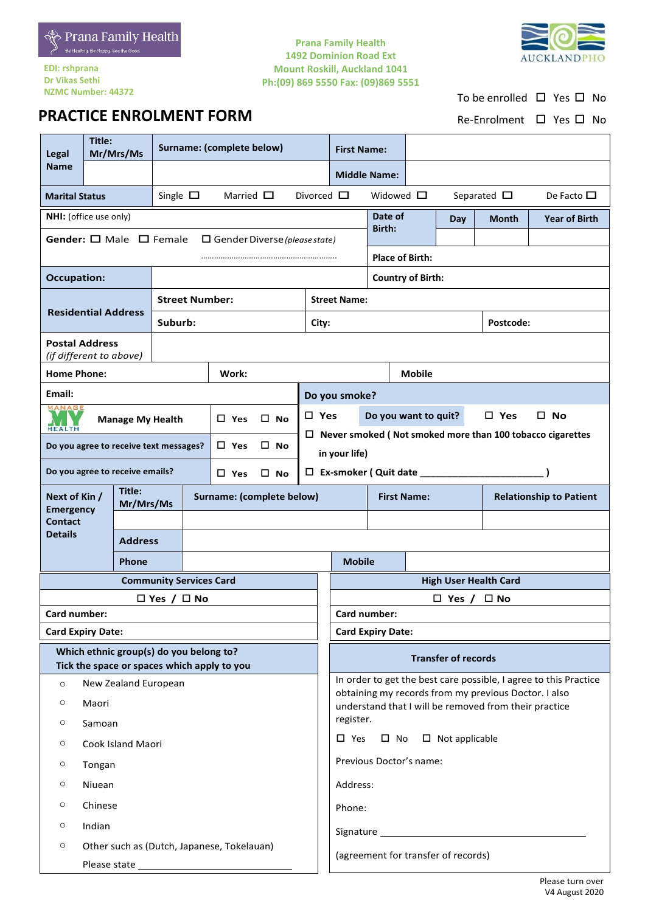Prana Family Health
Be Healthy, Be Happy, See the Good

EDI: rshprana
Dr Vikas Sethi
NZMC Number: 44372

**Prana Family Health**
**1492 Dominion Road Ext**
**Mount Roskill, Auckland 1041**
**Ph:(09) 869 5550 Fax: (09)869 5551**

AUCKLANDPHO

To be enrolled ☐ Yes ☐ No

Re-Enrolment ☐ Yes ☐ No

# PRACTICE ENROLMENT FORM

| **Legal Name** | **Title: Mr/Mrs/Ms** | **Surname: (complete below)** | **First Name:** | |
|---|---|---|---|---|
| | | | **Middle Name:** | |

**Marital Status** Single ☐ Married ☐ Divorced ☐ Widowed ☐ Separated ☐ De Facto ☐

| **NHI:** (office use only) | **Date of Birth:** | **Day** | **Month** | **Year of Birth** |
|---|---|---|---|---|
| **Gender:** ☐ Male ☐ Female ☐ Gender Diverse *(please state)* ............................ | | | | |
| | **Place of Birth:** | | | |
| **Occupation:** | **Country of Birth:** | | | |

| **Residential Address** | **Street Number:** | **Street Name:** | |
|---|---|---|---|
| | **Suburb:** | **City:** | **Postcode:** |
| **Postal Address** *(if different to above)* | | | |

| **Home Phone:** | **Work:** | **Mobile** |
|---|---|---|
| **Email:** | | |

| | | |
|---|---|---|
| **Manage My Health** | ☐ **Yes** ☐ **No** | |
| **Do you agree to receive text messages?** | ☐ **Yes** ☐ **No** | |
| **Do you agree to receive emails?** | ☐ **Yes** ☐ **No** | |

**Do you smoke?**

☐ **Yes** **Do you want to quit?** ☐ **Yes** ☐ **No**

☐ **Never smoked ( Not smoked more than 100 tobacco cigarettes in your life)**

☐ **Ex-smoker ( Quit date ______________________ )**

| **Next of Kin / Emergency Contact Details** | **Title: Mr/Mrs/Ms** | **Surname: (complete below)** | **First Name:** | **Relationship to Patient** |
|---|---|---|---|---|
| | | | | |
| | **Address** | | | |
| | **Phone** | | **Mobile** | |

| **Community Services Card** | **High User Health Card** |
|---|---|
| ☐ **Yes** / ☐ **No** | ☐ **Yes** / ☐ **No** |
| **Card number:** | **Card number:** |
| **Card Expiry Date:** | **Card Expiry Date:** |

**Which ethnic group(s) do you belong to? Tick the space or spaces which apply to you**

- ○ New Zealand European
- ○ Maori
- ○ Samoan
- ○ Cook Island Maori
- ○ Tongan
- ○ Niuean
- ○ Chinese
- ○ Indian
- ○ Other such as (Dutch, Japanese, Tokelauan)

  Please state ______________________

**Transfer of records**

In order to get the best care possible, I agree to this Practice obtaining my records from my previous Doctor. I also understand that I will be removed from their practice register.

☐ Yes ☐ No ☐ Not applicable

Previous Doctor's name:

Address:

Phone:

Signature ______________________

(agreement for transfer of records)

Please turn over
V4 August 2020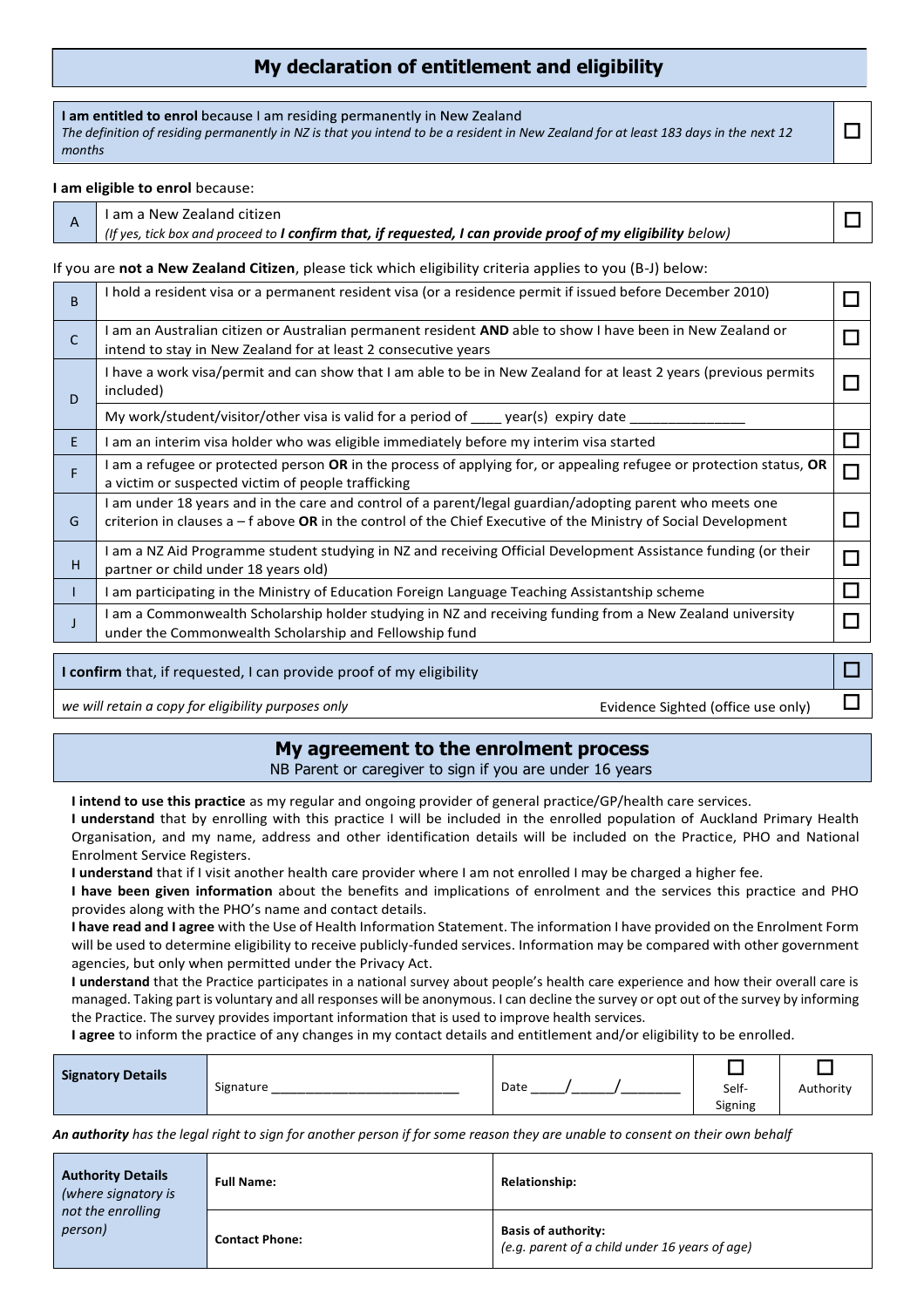## My declaration of entitlement and eligibility

| | |
|---|---|
| **I am entitled to enrol** because I am residing permanently in New Zealand<br>*The definition of residing permanently in NZ is that you intend to be a resident in New Zealand for at least 183 days in the next 12 months* | ☐ |

**I am eligible to enrol** because:

| | | |
|---|---|---|
| A | I am a New Zealand citizen<br>*(If yes, tick box and proceed to* ***I confirm that, if requested, I can provide proof of my eligibility*** *below)* | ☐ |

If you are **not a New Zealand Citizen**, please tick which eligibility criteria applies to you (B-J) below:

| | | |
|---|---|---|
| B | I hold a resident visa or a permanent resident visa (or a residence permit if issued before December 2010) | ☐ |
| C | I am an Australian citizen or Australian permanent resident **AND** able to show I have been in New Zealand or intend to stay in New Zealand for at least 2 consecutive years | ☐ |
| D | I have a work visa/permit and can show that I am able to be in New Zealand for at least 2 years (previous permits included) | ☐ |
| | My work/student/visitor/other visa is valid for a period of ____ year(s) expiry date _______________ | |
| E | I am an interim visa holder who was eligible immediately before my interim visa started | ☐ |
| F | I am a refugee or protected person **OR** in the process of applying for, or appealing refugee or protection status, **OR** a victim or suspected victim of people trafficking | ☐ |
| G | I am under 18 years and in the care and control of a parent/legal guardian/adopting parent who meets one criterion in clauses a – f above **OR** in the control of the Chief Executive of the Ministry of Social Development | ☐ |
| H | I am a NZ Aid Programme student studying in NZ and receiving Official Development Assistance funding (or their partner or child under 18 years old) | ☐ |
| I | I am participating in the Ministry of Education Foreign Language Teaching Assistantship scheme | ☐ |
| J | I am a Commonwealth Scholarship holder studying in NZ and receiving funding from a New Zealand university under the Commonwealth Scholarship and Fellowship fund | ☐ |

| | | |
|---|---|---|
| **I confirm** that, if requested, I can provide proof of my eligibility | | ☐ |
| *we will retain a copy for eligibility purposes only* | Evidence Sighted (office use only) | ☐ |

## My agreement to the enrolment process

NB Parent or caregiver to sign if you are under 16 years

**I intend to use this practice** as my regular and ongoing provider of general practice/GP/health care services.

**I understand** that by enrolling with this practice I will be included in the enrolled population of Auckland Primary Health Organisation, and my name, address and other identification details will be included on the Practice, PHO and National Enrolment Service Registers.

**I understand** that if I visit another health care provider where I am not enrolled I may be charged a higher fee.

**I have been given information** about the benefits and implications of enrolment and the services this practice and PHO provides along with the PHO's name and contact details.

**I have read and I agree** with the Use of Health Information Statement. The information I have provided on the Enrolment Form will be used to determine eligibility to receive publicly-funded services. Information may be compared with other government agencies, but only when permitted under the Privacy Act.

**I understand** that the Practice participates in a national survey about people's health care experience and how their overall care is managed. Taking part is voluntary and all responses will be anonymous. I can decline the survey or opt out of the survey by informing the Practice. The survey provides important information that is used to improve health services.

**I agree** to inform the practice of any changes in my contact details and entitlement and/or eligibility to be enrolled.

| | | | | |
|---|---|---|---|---|
| **Signatory Details** | Signature ___________________________ | Date _____/______/________ | ☐ Self-Signing | ☐ Authority |

***An authority*** *has the legal right to sign for another person if for some reason they are unable to consent on their own behalf*

| | | |
|---|---|---|
| **Authority Details** *(where signatory is not the enrolling person)* | **Full Name:** | **Relationship:** |
| | **Contact Phone:** | **Basis of authority:**<br>*(e.g. parent of a child under 16 years of age)* |